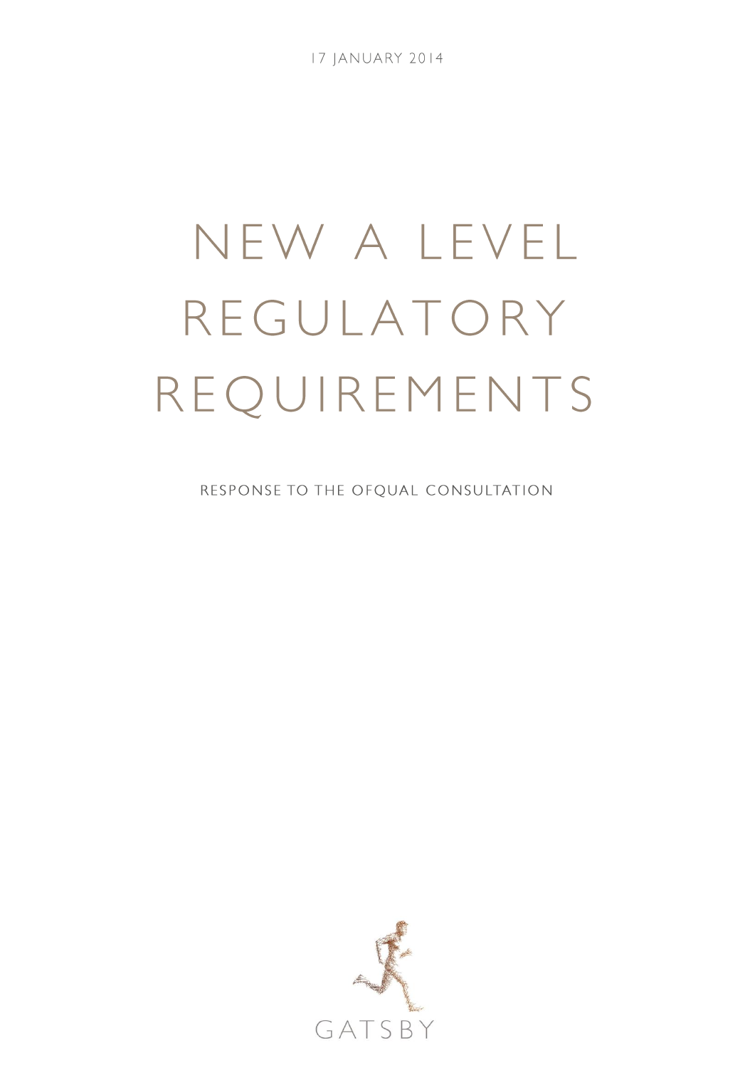17 JANUARY 2014

# NEW A LEVEL REGULATORY REQUIREMENTS

RESPONSE TO THE OFQUAL CONSULTATION

GATSBY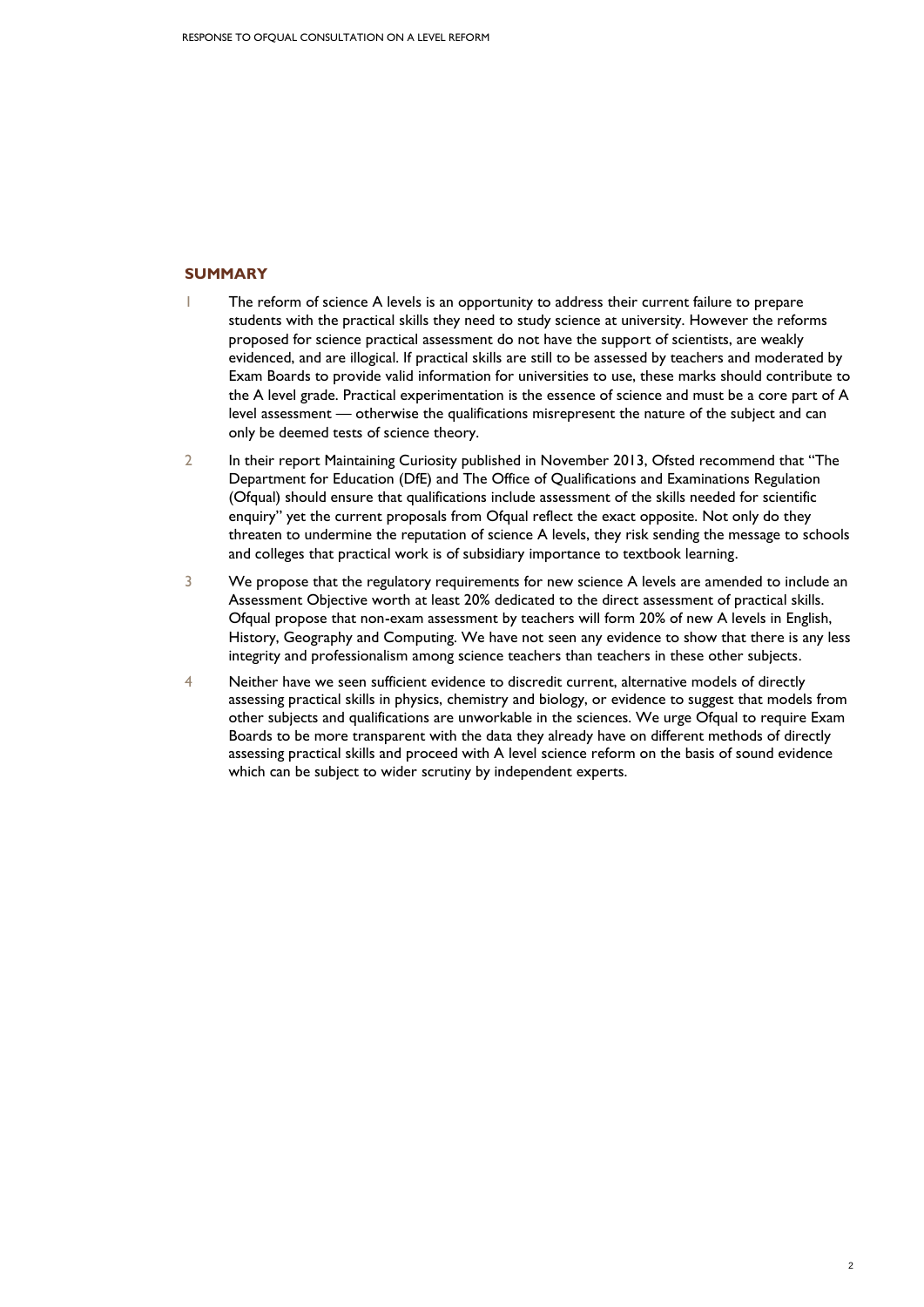## SUMMARY

1. The reform of science A levels is an opportunity to address their current failure to prepare students with the practical skills they need to study science at university. However the reforms proposed for science practical assessment do not have the support of scientists, are weakly evidenced, and are illogical. If practical skills are still to be assessed by teachers and moderated by Exam Boards to provide valid information for universities to use, these marks should contribute to the A level grade. Practical experimentation is the essence of science and must be a core part of A level assessment — otherwise the qualifications misrepresent the nature of the subject and can only be deemed tests of science theory.

2. In their report Maintaining Curiosity published in November 2013, Ofsted recommend that "The Department for Education (DfE) and The Office of Qualifications and Examinations Regulation (Ofqual) should ensure that qualifications include assessment of the skills needed for scientific enquiry" yet the current proposals from Ofqual reflect the exact opposite. Not only do they threaten to undermine the reputation of science A levels, they risk sending the message to schools and colleges that practical work is of subsidiary importance to textbook learning.

3. We propose that the regulatory requirements for new science A levels are amended to include an Assessment Objective worth at least 20% dedicated to the direct assessment of practical skills. Ofqual propose that non-exam assessment by teachers will form 20% of new A levels in English, History, Geography and Computing. We have not seen any evidence to show that there is any less integrity and professionalism among science teachers than teachers in these other subjects.

4. Neither have we seen sufficient evidence to discredit current, alternative models of directly assessing practical skills in physics, chemistry and biology, or evidence to suggest that models from other subjects and qualifications are unworkable in the sciences. We urge Ofqual to require Exam Boards to be more transparent with the data they already have on different methods of directly assessing practical skills and proceed with A level science reform on the basis of sound evidence which can be subject to wider scrutiny by independent experts.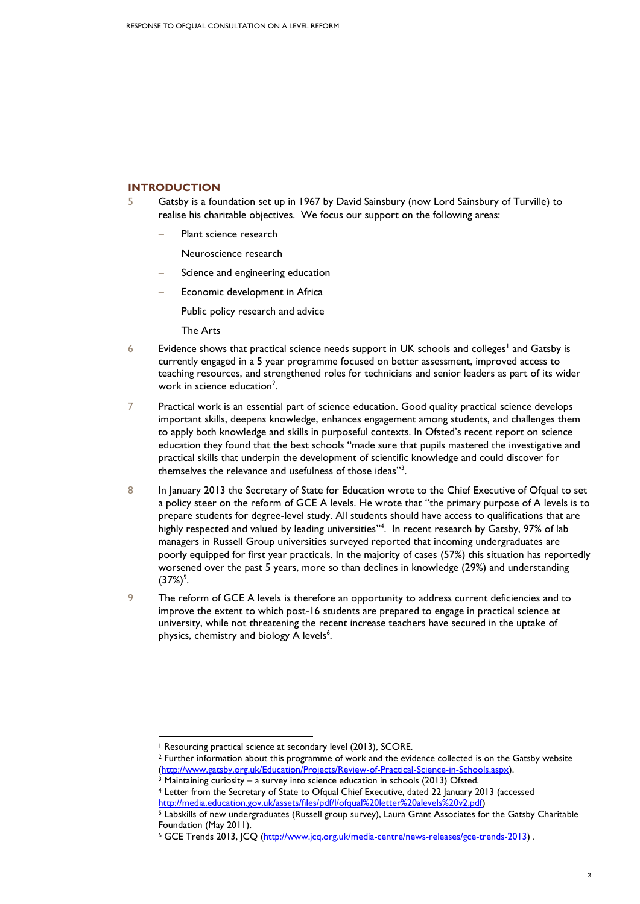## INTRODUCTION

5 Gatsby is a foundation set up in 1967 by David Sainsbury (now Lord Sainsbury of Turville) to realise his charitable objectives. We focus our support on the following areas:

- Plant science research
- Neuroscience research
- Science and engineering education
- Economic development in Africa
- Public policy research and advice
- The Arts

6 Evidence shows that practical science needs support in UK schools and colleges[1] and Gatsby is currently engaged in a 5 year programme focused on better assessment, improved access to teaching resources, and strengthened roles for technicians and senior leaders as part of its wider work in science education[2].

7 Practical work is an essential part of science education. Good quality practical science develops important skills, deepens knowledge, enhances engagement among students, and challenges them to apply both knowledge and skills in purposeful contexts. In Ofsted's recent report on science education they found that the best schools "made sure that pupils mastered the investigative and practical skills that underpin the development of scientific knowledge and could discover for themselves the relevance and usefulness of those ideas"[3].

8 In January 2013 the Secretary of State for Education wrote to the Chief Executive of Ofqual to set a policy steer on the reform of GCE A levels. He wrote that "the primary purpose of A levels is to prepare students for degree-level study. All students should have access to qualifications that are highly respected and valued by leading universities"[4]. In recent research by Gatsby, 97% of lab managers in Russell Group universities surveyed reported that incoming undergraduates are poorly equipped for first year practicals. In the majority of cases (57%) this situation has reportedly worsened over the past 5 years, more so than declines in knowledge (29%) and understanding (37%)[5].

9 The reform of GCE A levels is therefore an opportunity to address current deficiencies and to improve the extent to which post-16 students are prepared to engage in practical science at university, while not threatening the recent increase teachers have secured in the uptake of physics, chemistry and biology A levels[6].

---

[1] Resourcing practical science at secondary level (2013), SCORE.

[2] Further information about this programme of work and the evidence collected is on the Gatsby website (http://www.gatsby.org.uk/Education/Projects/Review-of-Practical-Science-in-Schools.aspx).

[3] Maintaining curiosity – a survey into science education in schools (2013) Ofsted.

[4] Letter from the Secretary of State to Ofqual Chief Executive, dated 22 January 2013 (accessed http://media.education.gov.uk/assets/files/pdf/l/ofqual%20letter%20alevels%20v2.pdf)

[5] Labskills of new undergraduates (Russell group survey), Laura Grant Associates for the Gatsby Charitable Foundation (May 2011).

[6] GCE Trends 2013, JCQ (http://www.jcq.org.uk/media-centre/news-releases/gce-trends-2013) .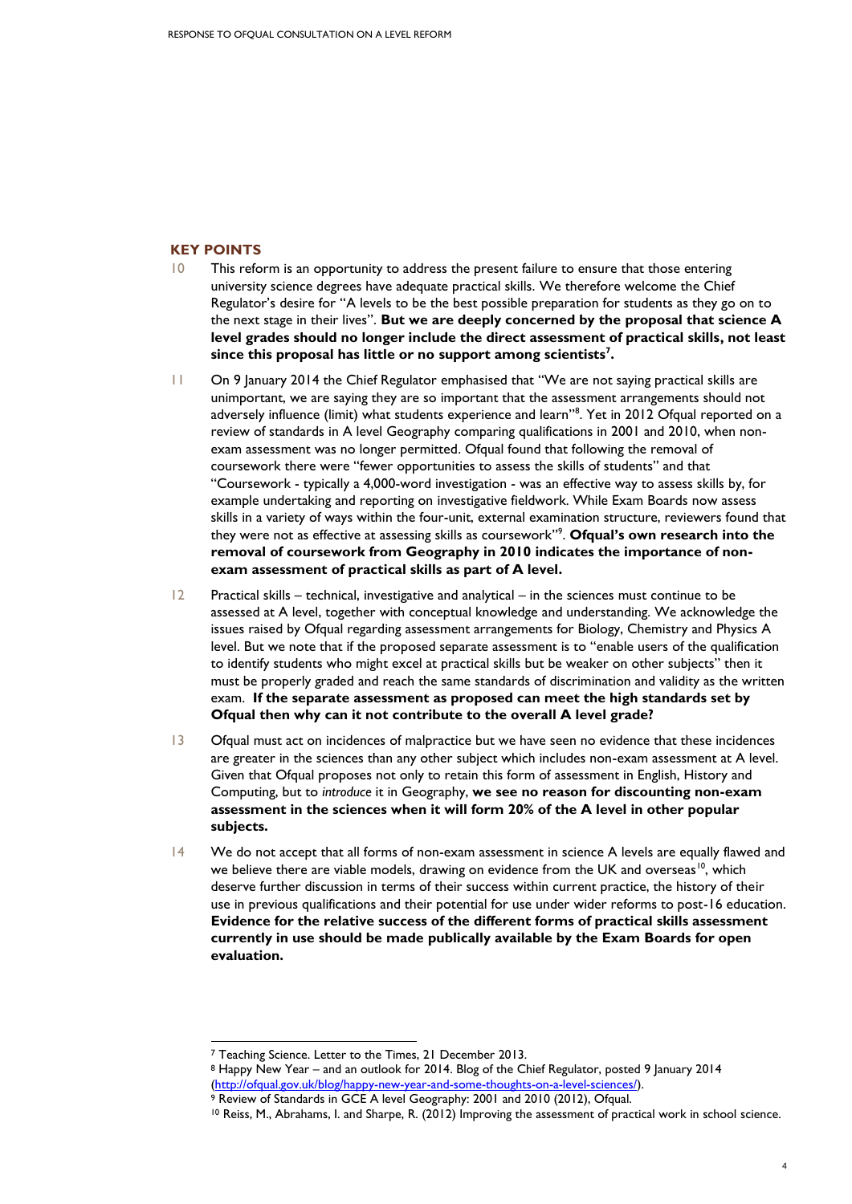## KEY POINTS

10 This reform is an opportunity to address the present failure to ensure that those entering university science degrees have adequate practical skills. We therefore welcome the Chief Regulator's desire for "A levels to be the best possible preparation for students as they go on to the next stage in their lives". **But we are deeply concerned by the proposal that science A level grades should no longer include the direct assessment of practical skills, not least since this proposal has little or no support among scientists[7].**

11 On 9 January 2014 the Chief Regulator emphasised that "We are not saying practical skills are unimportant, we are saying they are so important that the assessment arrangements should not adversely influence (limit) what students experience and learn"[8]. Yet in 2012 Ofqual reported on a review of standards in A level Geography comparing qualifications in 2001 and 2010, when non-exam assessment was no longer permitted. Ofqual found that following the removal of coursework there were "fewer opportunities to assess the skills of students" and that "Coursework - typically a 4,000-word investigation - was an effective way to assess skills by, for example undertaking and reporting on investigative fieldwork. While Exam Boards now assess skills in a variety of ways within the four-unit, external examination structure, reviewers found that they were not as effective at assessing skills as coursework"[9]. **Ofqual's own research into the removal of coursework from Geography in 2010 indicates the importance of non-exam assessment of practical skills as part of A level.**

12 Practical skills – technical, investigative and analytical – in the sciences must continue to be assessed at A level, together with conceptual knowledge and understanding. We acknowledge the issues raised by Ofqual regarding assessment arrangements for Biology, Chemistry and Physics A level. But we note that if the proposed separate assessment is to "enable users of the qualification to identify students who might excel at practical skills but be weaker on other subjects" then it must be properly graded and reach the same standards of discrimination and validity as the written exam. **If the separate assessment as proposed can meet the high standards set by Ofqual then why can it not contribute to the overall A level grade?**

13 Ofqual must act on incidences of malpractice but we have seen no evidence that these incidences are greater in the sciences than any other subject which includes non-exam assessment at A level. Given that Ofqual proposes not only to retain this form of assessment in English, History and Computing, but to *introduce* it in Geography, **we see no reason for discounting non-exam assessment in the sciences when it will form 20% of the A level in other popular subjects.**

14 We do not accept that all forms of non-exam assessment in science A levels are equally flawed and we believe there are viable models, drawing on evidence from the UK and overseas[10], which deserve further discussion in terms of their success within current practice, the history of their use in previous qualifications and their potential for use under wider reforms to post-16 education. **Evidence for the relative success of the different forms of practical skills assessment currently in use should be made publically available by the Exam Boards for open evaluation.**

---

[7] Teaching Science. Letter to the Times, 21 December 2013.

[8] Happy New Year – and an outlook for 2014. Blog of the Chief Regulator, posted 9 January 2014 (http://ofqual.gov.uk/blog/happy-new-year-and-some-thoughts-on-a-level-sciences/).

[9] Review of Standards in GCE A level Geography: 2001 and 2010 (2012), Ofqual.

[10] Reiss, M., Abrahams, I. and Sharpe, R. (2012) Improving the assessment of practical work in school science.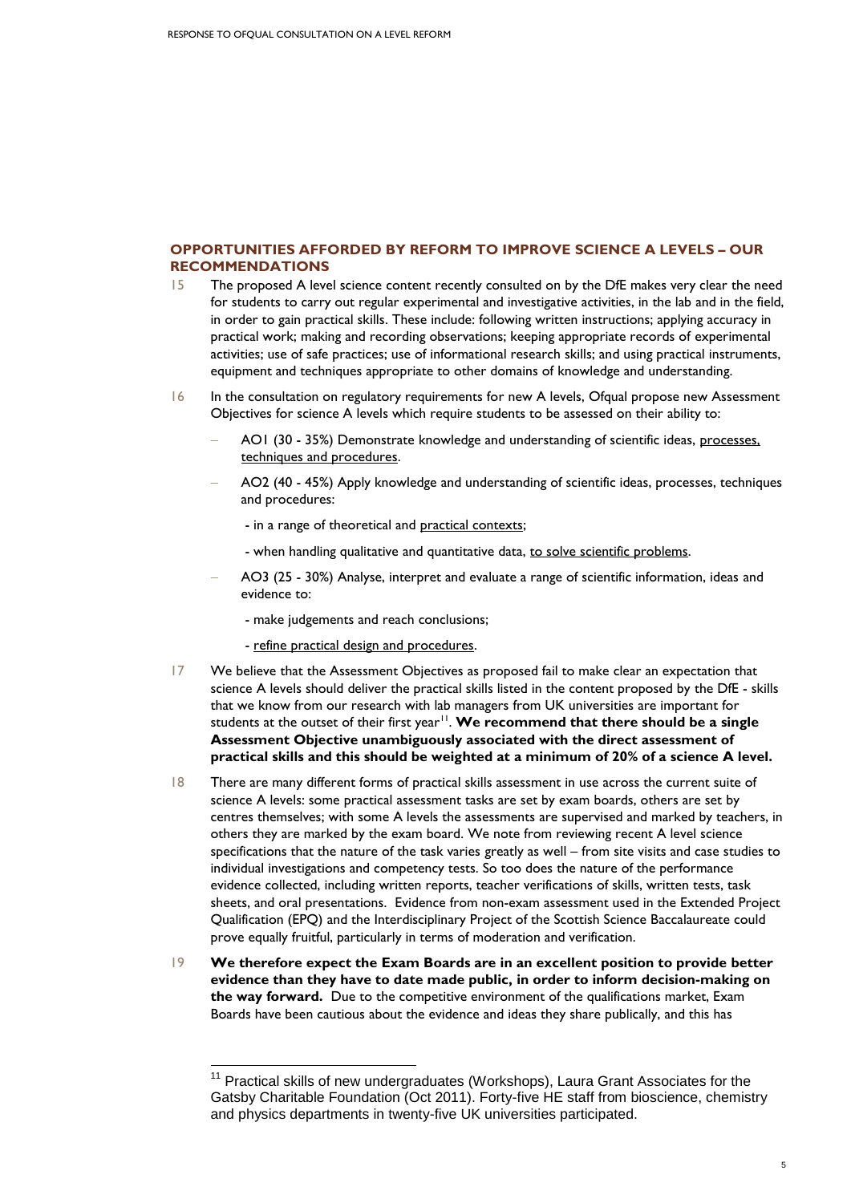## OPPORTUNITIES AFFORDED BY REFORM TO IMPROVE SCIENCE A LEVELS – OUR RECOMMENDATIONS

15 The proposed A level science content recently consulted on by the DfE makes very clear the need for students to carry out regular experimental and investigative activities, in the lab and in the field, in order to gain practical skills. These include: following written instructions; applying accuracy in practical work; making and recording observations; keeping appropriate records of experimental activities; use of safe practices; use of informational research skills; and using practical instruments, equipment and techniques appropriate to other domains of knowledge and understanding.

16 In the consultation on regulatory requirements for new A levels, Ofqual propose new Assessment Objectives for science A levels which require students to be assessed on their ability to:

- AO1 (30 - 35%) Demonstrate knowledge and understanding of scientific ideas, <u>processes, techniques and procedures</u>.
- AO2 (40 - 45%) Apply knowledge and understanding of scientific ideas, processes, techniques and procedures:
  - in a range of theoretical and <u>practical contexts</u>;
  - when handling qualitative and quantitative data, <u>to solve scientific problems</u>.
- AO3 (25 - 30%) Analyse, interpret and evaluate a range of scientific information, ideas and evidence to:
  - make judgements and reach conclusions;
  - <u>refine practical design and procedures</u>.

17 We believe that the Assessment Objectives as proposed fail to make clear an expectation that science A levels should deliver the practical skills listed in the content proposed by the DfE - skills that we know from our research with lab managers from UK universities are important for students at the outset of their first year[11]. **We recommend that there should be a single Assessment Objective unambiguously associated with the direct assessment of practical skills and this should be weighted at a minimum of 20% of a science A level.**

18 There are many different forms of practical skills assessment in use across the current suite of science A levels: some practical assessment tasks are set by exam boards, others are set by centres themselves; with some A levels the assessments are supervised and marked by teachers, in others they are marked by the exam board. We note from reviewing recent A level science specifications that the nature of the task varies greatly as well – from site visits and case studies to individual investigations and competency tests. So too does the nature of the performance evidence collected, including written reports, teacher verifications of skills, written tests, task sheets, and oral presentations. Evidence from non-exam assessment used in the Extended Project Qualification (EPQ) and the Interdisciplinary Project of the Scottish Science Baccalaureate could prove equally fruitful, particularly in terms of moderation and verification.

19 **We therefore expect the Exam Boards are in an excellent position to provide better evidence than they have to date made public, in order to inform decision-making on the way forward.** Due to the competitive environment of the qualifications market, Exam Boards have been cautious about the evidence and ideas they share publically, and this has

---

[11] Practical skills of new undergraduates (Workshops), Laura Grant Associates for the Gatsby Charitable Foundation (Oct 2011). Forty-five HE staff from bioscience, chemistry and physics departments in twenty-five UK universities participated.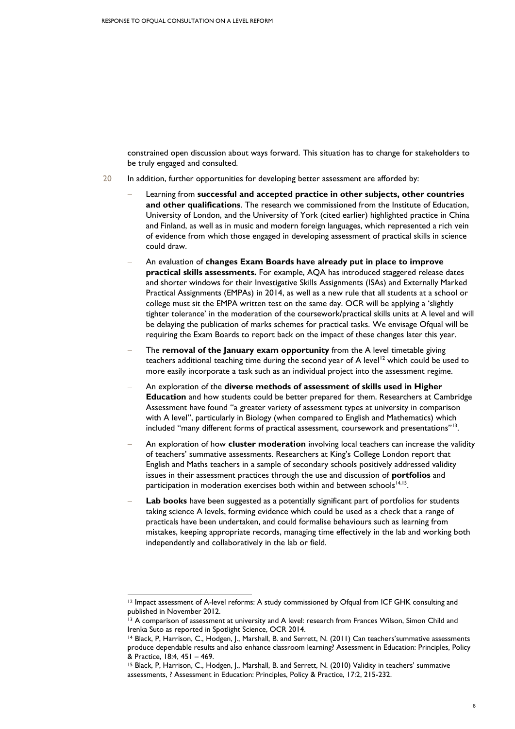constrained open discussion about ways forward. This situation has to change for stakeholders to be truly engaged and consulted.

20 In addition, further opportunities for developing better assessment are afforded by:

- Learning from **successful and accepted practice in other subjects, other countries and other qualifications**. The research we commissioned from the Institute of Education, University of London, and the University of York (cited earlier) highlighted practice in China and Finland, as well as in music and modern foreign languages, which represented a rich vein of evidence from which those engaged in developing assessment of practical skills in science could draw.
- An evaluation of **changes Exam Boards have already put in place to improve practical skills assessments.** For example, AQA has introduced staggered release dates and shorter windows for their Investigative Skills Assignments (ISAs) and Externally Marked Practical Assignments (EMPAs) in 2014, as well as a new rule that all students at a school or college must sit the EMPA written test on the same day. OCR will be applying a 'slightly tighter tolerance' in the moderation of the coursework/practical skills units at A level and will be delaying the publication of marks schemes for practical tasks. We envisage Ofqual will be requiring the Exam Boards to report back on the impact of these changes later this year.
- The **removal of the January exam opportunity** from the A level timetable giving teachers additional teaching time during the second year of A level[12] which could be used to more easily incorporate a task such as an individual project into the assessment regime.
- An exploration of the **diverse methods of assessment of skills used in Higher Education** and how students could be better prepared for them. Researchers at Cambridge Assessment have found "a greater variety of assessment types at university in comparison with A level", particularly in Biology (when compared to English and Mathematics) which included "many different forms of practical assessment, coursework and presentations"[13].
- An exploration of how **cluster moderation** involving local teachers can increase the validity of teachers' summative assessments. Researchers at King's College London report that English and Maths teachers in a sample of secondary schools positively addressed validity issues in their assessment practices through the use and discussion of **portfolios** and participation in moderation exercises both within and between schools[14,15].
- **Lab books** have been suggested as a potentially significant part of portfolios for students taking science A levels, forming evidence which could be used as a check that a range of practicals have been undertaken, and could formalise behaviours such as learning from mistakes, keeping appropriate records, managing time effectively in the lab and working both independently and collaboratively in the lab or field.

---

[12] Impact assessment of A-level reforms: A study commissioned by Ofqual from ICF GHK consulting and published in November 2012.

[13] A comparison of assessment at university and A level: research from Frances Wilson, Simon Child and Irenka Suto as reported in Spotlight Science, OCR 2014.

[14] Black, P, Harrison, C., Hodgen, J., Marshall, B. and Serrett, N. (2011) Can teachers'summative assessments produce dependable results and also enhance classroom learning? Assessment in Education: Principles, Policy & Practice, 18:4, 451 – 469.

[15] Black, P, Harrison, C., Hodgen, J., Marshall, B. and Serrett, N. (2010) Validity in teachers' summative assessments, ? Assessment in Education: Principles, Policy & Practice, 17:2, 215-232.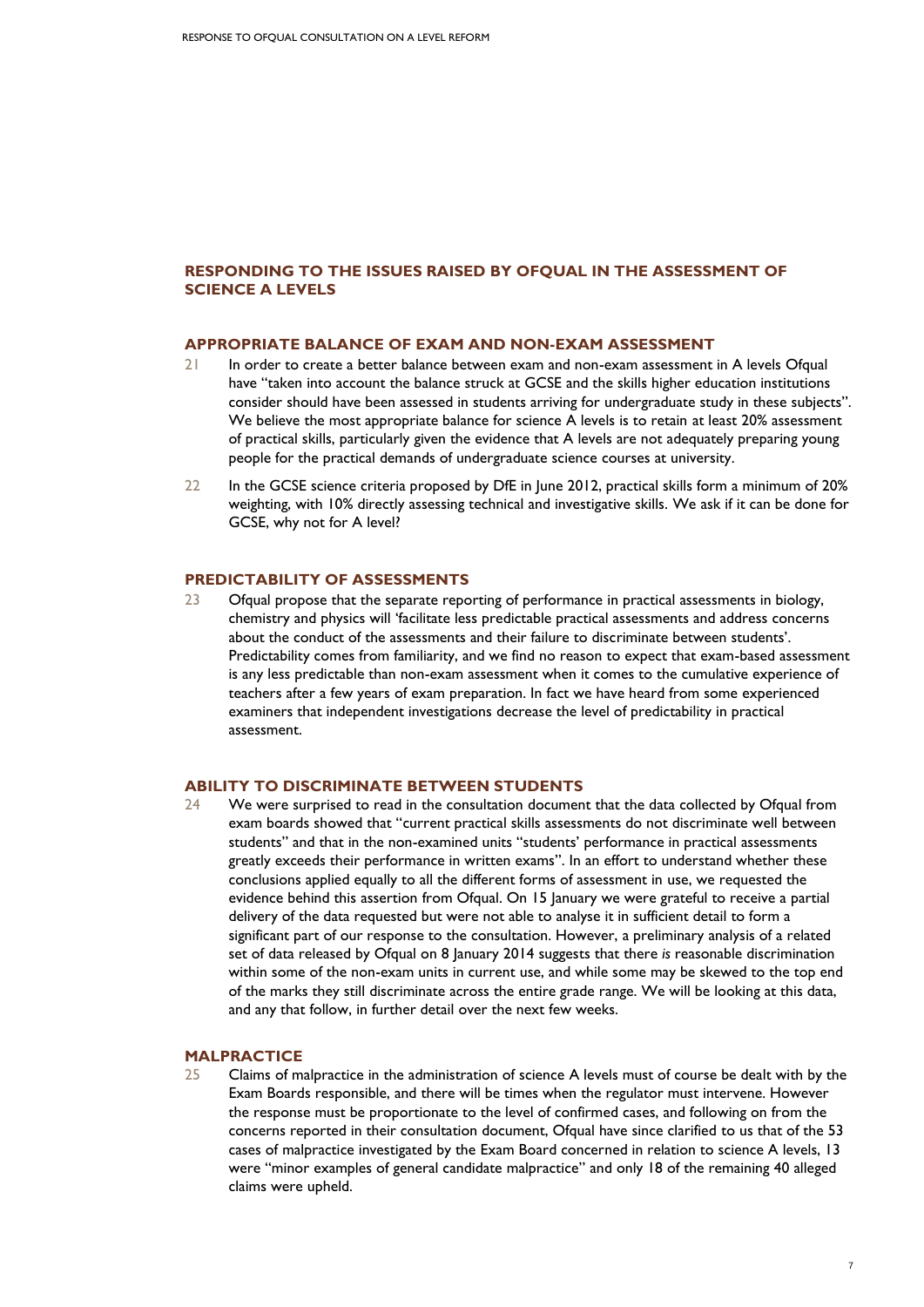## RESPONDING TO THE ISSUES RAISED BY OFQUAL IN THE ASSESSMENT OF SCIENCE A LEVELS

### APPROPRIATE BALANCE OF EXAM AND NON-EXAM ASSESSMENT

21 In order to create a better balance between exam and non-exam assessment in A levels Ofqual have "taken into account the balance struck at GCSE and the skills higher education institutions consider should have been assessed in students arriving for undergraduate study in these subjects". We believe the most appropriate balance for science A levels is to retain at least 20% assessment of practical skills, particularly given the evidence that A levels are not adequately preparing young people for the practical demands of undergraduate science courses at university.

22 In the GCSE science criteria proposed by DfE in June 2012, practical skills form a minimum of 20% weighting, with 10% directly assessing technical and investigative skills. We ask if it can be done for GCSE, why not for A level?

### PREDICTABILITY OF ASSESSMENTS

23 Ofqual propose that the separate reporting of performance in practical assessments in biology, chemistry and physics will 'facilitate less predictable practical assessments and address concerns about the conduct of the assessments and their failure to discriminate between students'. Predictability comes from familiarity, and we find no reason to expect that exam-based assessment is any less predictable than non-exam assessment when it comes to the cumulative experience of teachers after a few years of exam preparation. In fact we have heard from some experienced examiners that independent investigations decrease the level of predictability in practical assessment.

### ABILITY TO DISCRIMINATE BETWEEN STUDENTS

24 We were surprised to read in the consultation document that the data collected by Ofqual from exam boards showed that "current practical skills assessments do not discriminate well between students" and that in the non-examined units "students' performance in practical assessments greatly exceeds their performance in written exams". In an effort to understand whether these conclusions applied equally to all the different forms of assessment in use, we requested the evidence behind this assertion from Ofqual. On 15 January we were grateful to receive a partial delivery of the data requested but were not able to analyse it in sufficient detail to form a significant part of our response to the consultation. However, a preliminary analysis of a related set of data released by Ofqual on 8 January 2014 suggests that there *is* reasonable discrimination within some of the non-exam units in current use, and while some may be skewed to the top end of the marks they still discriminate across the entire grade range. We will be looking at this data, and any that follow, in further detail over the next few weeks.

### MALPRACTICE

25 Claims of malpractice in the administration of science A levels must of course be dealt with by the Exam Boards responsible, and there will be times when the regulator must intervene. However the response must be proportionate to the level of confirmed cases, and following on from the concerns reported in their consultation document, Ofqual have since clarified to us that of the 53 cases of malpractice investigated by the Exam Board concerned in relation to science A levels, 13 were "minor examples of general candidate malpractice" and only 18 of the remaining 40 alleged claims were upheld.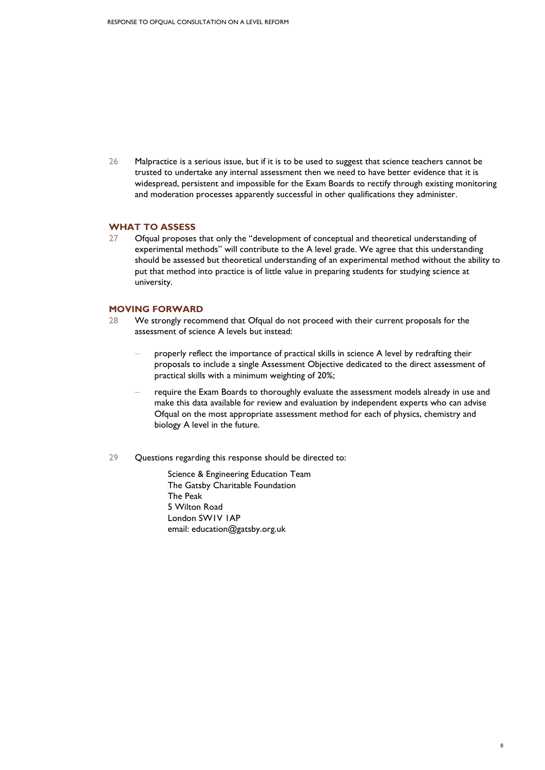26 Malpractice is a serious issue, but if it is to be used to suggest that science teachers cannot be trusted to undertake any internal assessment then we need to have better evidence that it is widespread, persistent and impossible for the Exam Boards to rectify through existing monitoring and moderation processes apparently successful in other qualifications they administer.

## WHAT TO ASSESS

27 Ofqual proposes that only the "development of conceptual and theoretical understanding of experimental methods" will contribute to the A level grade. We agree that this understanding should be assessed but theoretical understanding of an experimental method without the ability to put that method into practice is of little value in preparing students for studying science at university.

## MOVING FORWARD

28 We strongly recommend that Ofqual do not proceed with their current proposals for the assessment of science A levels but instead:

- properly reflect the importance of practical skills in science A level by redrafting their proposals to include a single Assessment Objective dedicated to the direct assessment of practical skills with a minimum weighting of 20%;
- require the Exam Boards to thoroughly evaluate the assessment models already in use and make this data available for review and evaluation by independent experts who can advise Ofqual on the most appropriate assessment method for each of physics, chemistry and biology A level in the future.

29 Questions regarding this response should be directed to:

Science & Engineering Education Team
The Gatsby Charitable Foundation
The Peak
5 Wilton Road
London SW1V 1AP
email: education@gatsby.org.uk